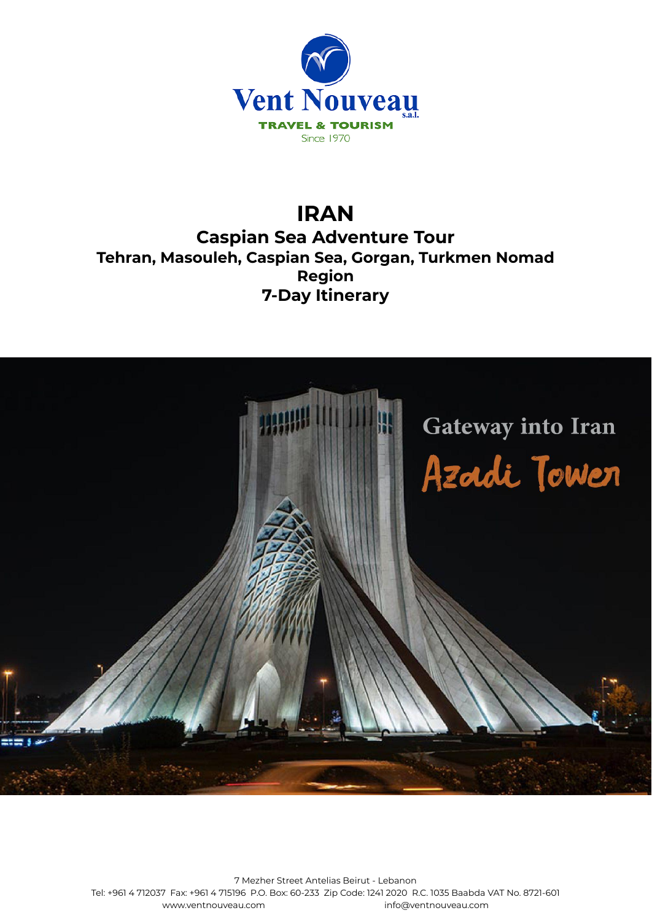Vent Nouveau s.a.l.

TRAVEL & TOURISM

Since 1970

# IRAN

## Caspian Sea Adventure Tour

### Tehran, Masouleh, Caspian Sea, Gorgan, Turkmen Nomad Region

### 7-Day Itinerary

Gateway into Iran

Azadi Tower

7 Mezher Street Antelias Beirut - Lebanon

Tel: +961 4 712037 Fax: +961 4 715196 P.O. Box: 60-233 Zip Code: 1241 2020 R.C. 1035 Baabda VAT No. 8721-601

www.ventnouveau.com info@ventnouveau.com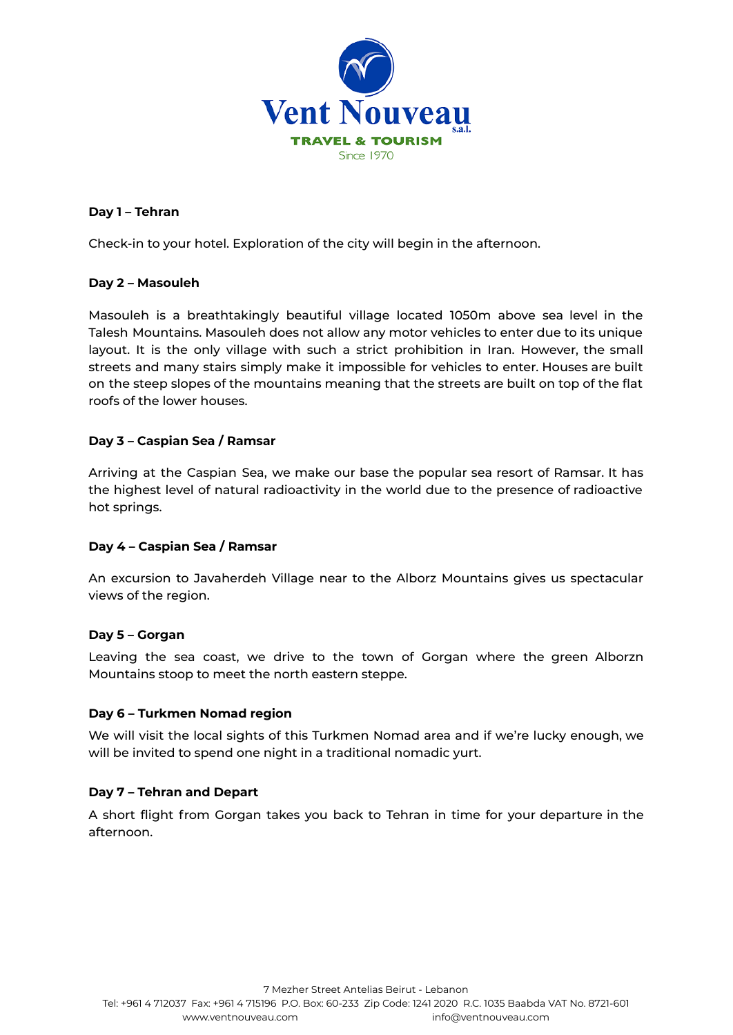**Day 1 – Tehran**

Check-in to your hotel. Exploration of the city will begin in the afternoon.

**Day 2 – Masouleh**

Masouleh is a breathtakingly beautiful village located 1050m above sea level in the Talesh Mountains. Masouleh does not allow any motor vehicles to enter due to its unique layout. It is the only village with such a strict prohibition in Iran. However, the small streets and many stairs simply make it impossible for vehicles to enter. Houses are built on the steep slopes of the mountains meaning that the streets are built on top of the flat roofs of the lower houses.

**Day 3 – Caspian Sea / Ramsar**

Arriving at the Caspian Sea, we make our base the popular sea resort of Ramsar. It has the highest level of natural radioactivity in the world due to the presence of radioactive hot springs.

**Day 4 – Caspian Sea / Ramsar**

An excursion to Javaherdeh Village near to the Alborz Mountains gives us spectacular views of the region.

**Day 5 – Gorgan**

Leaving the sea coast, we drive to the town of Gorgan where the green Alborzn Mountains stoop to meet the north eastern steppe.

**Day 6 – Turkmen Nomad region**

We will visit the local sights of this Turkmen Nomad area and if we're lucky enough, we will be invited to spend one night in a traditional nomadic yurt.

**Day 7 – Tehran and Depart**

A short flight from Gorgan takes you back to Tehran in time for your departure in the afternoon.